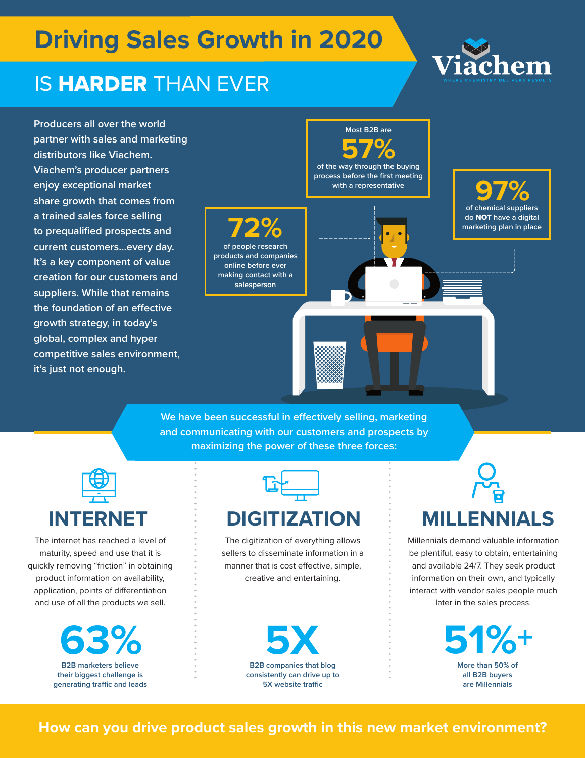# Driving Sales Growth in 2020

## IS **HARDER** THAN EVER

Viachem

WHERE CHEMISTRY DELIVERS RESULTS

Producers all over the world partner with sales and marketing distributors like Viachem. Viachem's producer partners enjoy exceptional market share growth that comes from a trained sales force selling to prequalified prospects and current customers...every day. It's a key component of value creation for our customers and suppliers. While that remains the foundation of an effective growth strategy, in today's global, complex and hyper competitive sales environment, it's just not enough.

Most B2B are **57%** of the way through the buying process before the first meeting with a representative

**72%** of people research products and companies online before ever making contact with a salesperson

**97%** of chemical suppliers do **NOT** have a digital marketing plan in place

We have been successful in effectively selling, marketing and communicating with our customers and prospects by maximizing the power of these three forces:

## INTERNET

The internet has reached a level of maturity, speed and use that it is quickly removing "friction" in obtaining product information on availability, application, points of differentiation and use of all the products we sell.

**63%**

B2B marketers believe their biggest challenge is generating traffic and leads

## DIGITIZATION

The digitization of everything allows sellers to disseminate information in a manner that is cost effective, simple, creative and entertaining.

**5X**

B2B companies that blog consistently can drive up to 5X website traffic

## MILLENNIALS

Millennials demand valuable information be plentiful, easy to obtain, entertaining and available 24/7. They seek product information on their own, and typically interact with vendor sales people much later in the sales process.

**51%+**

More than 50% of all B2B buyers are Millennials

**How can you drive product sales growth in this new market environment?**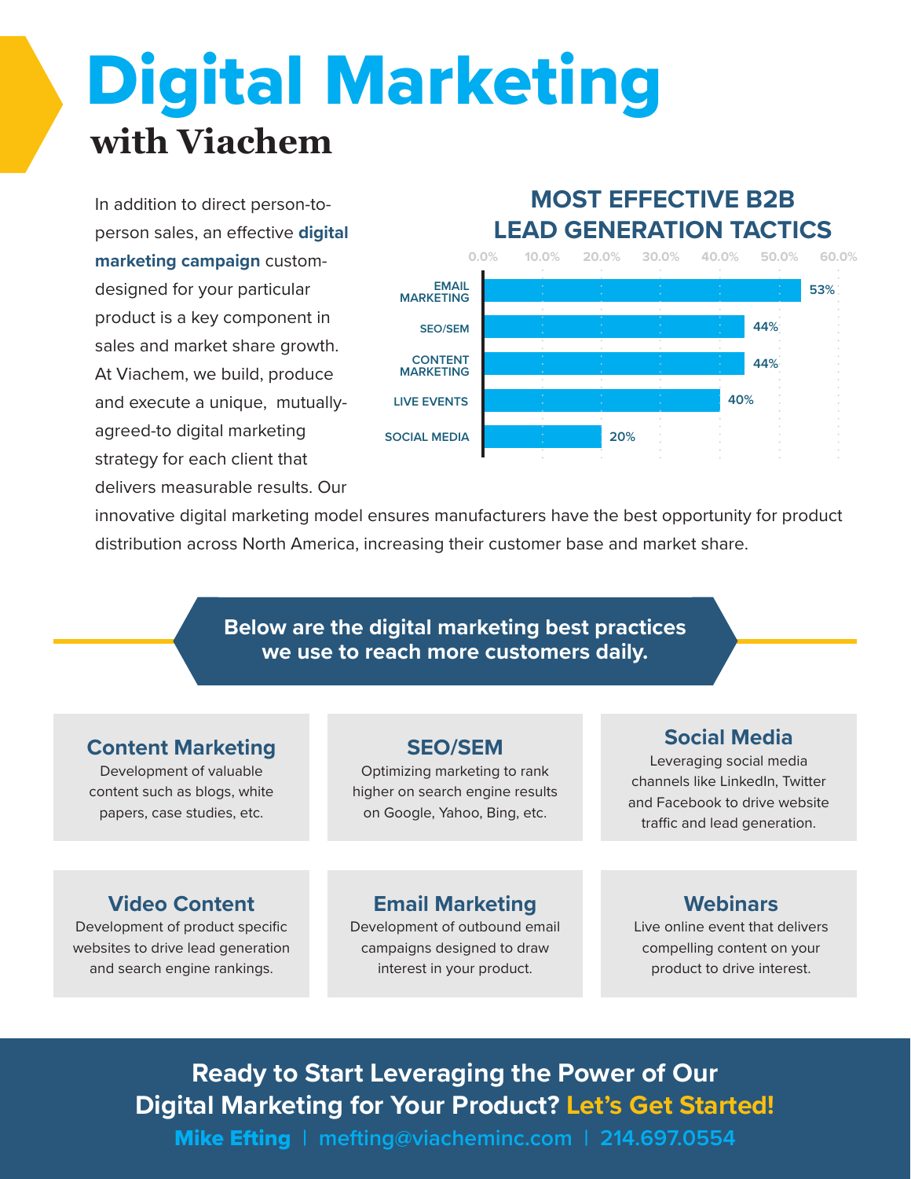# Digital Marketing

## with Viachem

In addition to direct person-to-person sales, an effective **digital marketing campaign** custom-designed for your particular product is a key component in sales and market share growth. At Viachem, we build, produce and execute a unique, mutually-agreed-to digital marketing strategy for each client that delivers measurable results. Our innovative digital marketing model ensures manufacturers have the best opportunity for product distribution across North America, increasing their customer base and market share.

### MOST EFFECTIVE B2B LEAD GENERATION TACTICS

0.0% 10.0% 20.0% 30.0% 40.0% 50.0% 60.0%

EMAIL MARKETING 53%

SEO/SEM 44%

CONTENT MARKETING 44%

LIVE EVENTS 40%

SOCIAL MEDIA 20%

**Below are the digital marketing best practices we use to reach more customers daily.**

### Content Marketing
Development of valuable content such as blogs, white papers, case studies, etc.

### SEO/SEM
Optimizing marketing to rank higher on search engine results on Google, Yahoo, Bing, etc.

### Social Media
Leveraging social media channels like LinkedIn, Twitter and Facebook to drive website traffic and lead generation.

### Video Content
Development of product specific websites to drive lead generation and search engine rankings.

### Email Marketing
Development of outbound email campaigns designed to draw interest in your product.

### Webinars
Live online event that delivers compelling content on your product to drive interest.

**Ready to Start Leveraging the Power of Our Digital Marketing for Your Product? Let's Get Started!**

**Mike Efting** | mefting@viacheminc.com | 214.697.0554